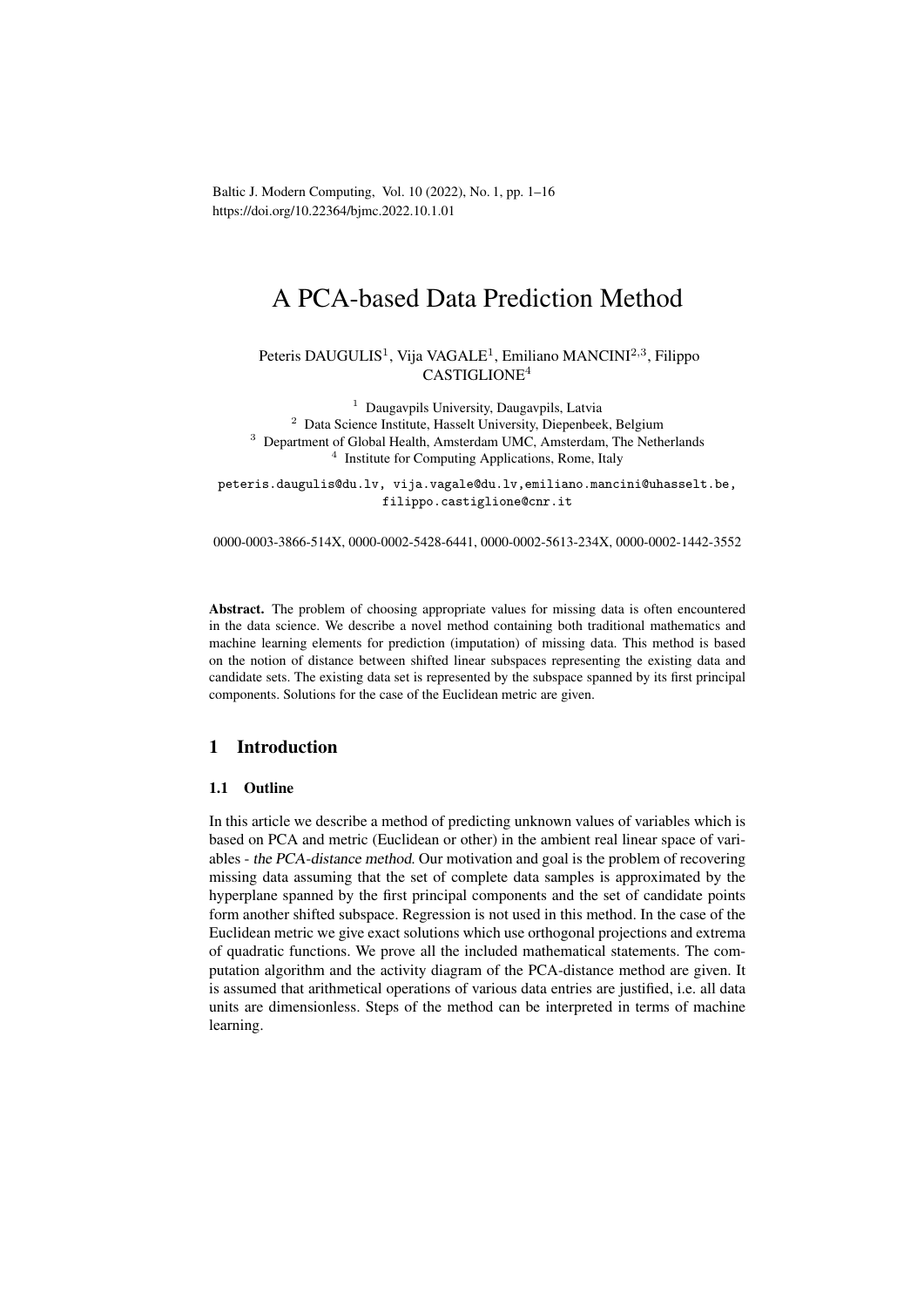Baltic J. Modern Computing, Vol. 10 (2022), No. 1, pp. 1–16
https://doi.org/10.22364/bjmc.2022.10.1.01

# A PCA-based Data Prediction Method

Peteris DAUGULIS[1], Vija VAGALE[1], Emiliano MANCINI[2,3], Filippo CASTIGLIONE[4]

[1] Daugavpils University, Daugavpils, Latvia
[2] Data Science Institute, Hasselt University, Diepenbeek, Belgium
[3] Department of Global Health, Amsterdam UMC, Amsterdam, The Netherlands
[4] Institute for Computing Applications, Rome, Italy

peteris.daugulis@du.lv, vija.vagale@du.lv, emiliano.mancini@uhasselt.be, filippo.castiglione@cnr.it

0000-0003-3866-514X, 0000-0002-5428-6441, 0000-0002-5613-234X, 0000-0002-1442-3552

**Abstract.** The problem of choosing appropriate values for missing data is often encountered in the data science. We describe a novel method containing both traditional mathematics and machine learning elements for prediction (imputation) of missing data. This method is based on the notion of distance between shifted linear subspaces representing the existing data and candidate sets. The existing data set is represented by the subspace spanned by its first principal components. Solutions for the case of the Euclidean metric are given.

## 1 Introduction

### 1.1 Outline

In this article we describe a method of predicting unknown values of variables which is based on PCA and metric (Euclidean or other) in the ambient real linear space of variables - *the PCA-distance method*. Our motivation and goal is the problem of recovering missing data assuming that the set of complete data samples is approximated by the hyperplane spanned by the first principal components and the set of candidate points form another shifted subspace. Regression is not used in this method. In the case of the Euclidean metric we give exact solutions which use orthogonal projections and extrema of quadratic functions. We prove all the included mathematical statements. The computation algorithm and the activity diagram of the PCA-distance method are given. It is assumed that arithmetical operations of various data entries are justified, i.e. all data units are dimensionless. Steps of the method can be interpreted in terms of machine learning.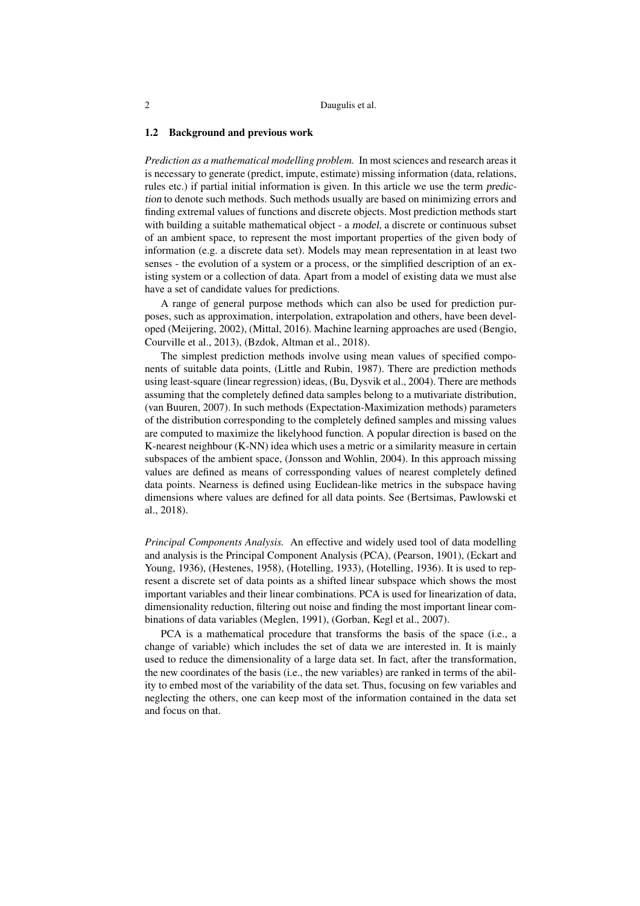### 1.2 Background and previous work

*Prediction as a mathematical modelling problem.* In most sciences and research areas it is necessary to generate (predict, impute, estimate) missing information (data, relations, rules etc.) if partial initial information is given. In this article we use the term *prediction* to denote such methods. Such methods usually are based on minimizing errors and finding extremal values of functions and discrete objects. Most prediction methods start with building a suitable mathematical object - a *model*, a discrete or continuous subset of an ambient space, to represent the most important properties of the given body of information (e.g. a discrete data set). Models may mean representation in at least two senses - the evolution of a system or a process, or the simplified description of an existing system or a collection of data. Apart from a model of existing data we must alse have a set of candidate values for predictions.

A range of general purpose methods which can also be used for prediction purposes, such as approximation, interpolation, extrapolation and others, have been developed (Meijering, 2002), (Mittal, 2016). Machine learning approaches are used (Bengio, Courville et al., 2013), (Bzdok, Altman et al., 2018).

The simplest prediction methods involve using mean values of specified components of suitable data points, (Little and Rubin, 1987). There are prediction methods using least-square (linear regression) ideas, (Bu, Dysvik et al., 2004). There are methods assuming that the completely defined data samples belong to a mutivariate distribution, (van Buuren, 2007). In such methods (Expectation-Maximization methods) parameters of the distribution corresponding to the completely defined samples and missing values are computed to maximize the likelyhood function. A popular direction is based on the K-nearest neighbour (K-NN) idea which uses a metric or a similarity measure in certain subspaces of the ambient space, (Jonsson and Wohlin, 2004). In this approach missing values are defined as means of corressponding values of nearest completely defined data points. Nearness is defined using Euclidean-like metrics in the subspace having dimensions where values are defined for all data points. See (Bertsimas, Pawlowski et al., 2018).

*Principal Components Analysis.* An effective and widely used tool of data modelling and analysis is the Principal Component Analysis (PCA), (Pearson, 1901), (Eckart and Young, 1936), (Hestenes, 1958), (Hotelling, 1933), (Hotelling, 1936). It is used to represent a discrete set of data points as a shifted linear subspace which shows the most important variables and their linear combinations. PCA is used for linearization of data, dimensionality reduction, filtering out noise and finding the most important linear combinations of data variables (Meglen, 1991), (Gorban, Kegl et al., 2007).

PCA is a mathematical procedure that transforms the basis of the space (i.e., a change of variable) which includes the set of data we are interested in. It is mainly used to reduce the dimensionality of a large data set. In fact, after the transformation, the new coordinates of the basis (i.e., the new variables) are ranked in terms of the ability to embed most of the variability of the data set. Thus, focusing on few variables and neglecting the others, one can keep most of the information contained in the data set and focus on that.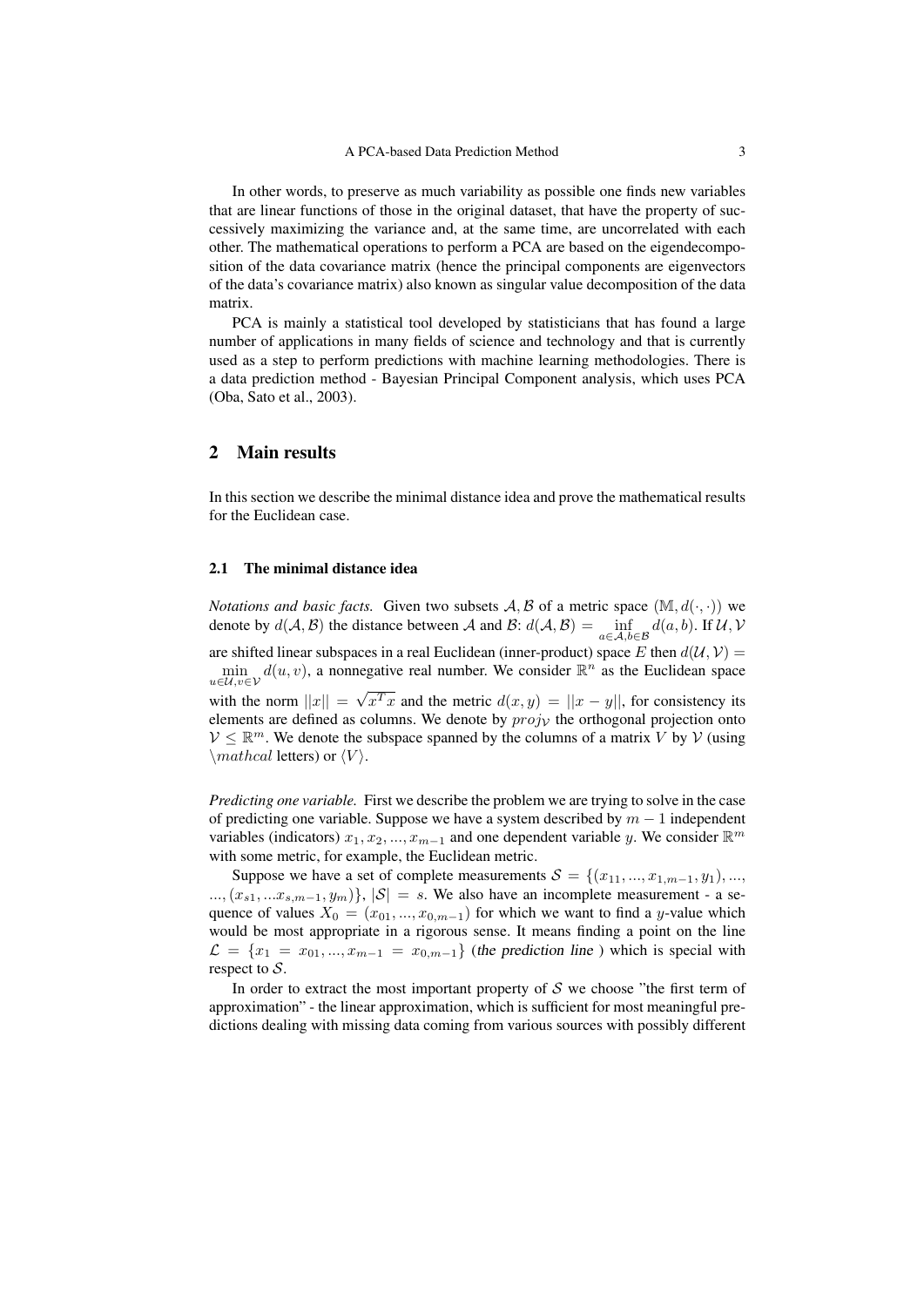In other words, to preserve as much variability as possible one finds new variables that are linear functions of those in the original dataset, that have the property of successively maximizing the variance and, at the same time, are uncorrelated with each other. The mathematical operations to perform a PCA are based on the eigendecomposition of the data covariance matrix (hence the principal components are eigenvectors of the data's covariance matrix) also known as singular value decomposition of the data matrix.

PCA is mainly a statistical tool developed by statisticians that has found a large number of applications in many fields of science and technology and that is currently used as a step to perform predictions with machine learning methodologies. There is a data prediction method - Bayesian Principal Component analysis, which uses PCA (Oba, Sato et al., 2003).

## 2 Main results

In this section we describe the minimal distance idea and prove the mathematical results for the Euclidean case.

### 2.1 The minimal distance idea

*Notations and basic facts.* Given two subsets $\mathcal{A}, \mathcal{B}$ of a metric space $(\mathbb{M}, d(\cdot,\cdot))$ we denote by $d(\mathcal{A}, \mathcal{B})$ the distance between $\mathcal{A}$ and $\mathcal{B}$: $d(\mathcal{A}, \mathcal{B}) = \inf\limits_{a \in \mathcal{A}, b \in \mathcal{B}} d(a, b)$. If $\mathcal{U}, \mathcal{V}$ are shifted linear subspaces in a real Euclidean (inner-product) space $E$ then $d(\mathcal{U}, \mathcal{V}) = \min\limits_{u \in \mathcal{U}, v \in \mathcal{V}} d(u, v)$, a nonnegative real number. We consider $\mathbb{R}^n$ as the Euclidean space with the norm $||x|| = \sqrt{x^T x}$ and the metric $d(x, y) = ||x - y||$, for consistency its elements are defined as columns. We denote by $proj_{\mathcal{V}}$ the orthogonal projection onto $\mathcal{V} \leq \mathbb{R}^m$. We denote the subspace spanned by the columns of a matrix $V$ by $\mathcal{V}$ (using $\backslash mathcal$ letters) or $\langle V \rangle$.

*Predicting one variable.* First we describe the problem we are trying to solve in the case of predicting one variable. Suppose we have a system described by $m-1$ independent variables (indicators) $x_1, x_2, ..., x_{m-1}$ and one dependent variable $y$. We consider $\mathbb{R}^m$ with some metric, for example, the Euclidean metric.

Suppose we have a set of complete measurements $\mathcal{S} = \{(x_{11}, ..., x_{1,m-1}, y_1), ..., ..., (x_{s1}, ...x_{s,m-1}, y_m)\}$, $|\mathcal{S}| = s$. We also have an incomplete measurement - a sequence of values $X_0 = (x_{01}, ..., x_{0,m-1})$ for which we want to find a $y$-value which would be most appropriate in a rigorous sense. It means finding a point on the line $\mathcal{L} = \{x_1 = x_{01}, ..., x_{m-1} = x_{0,m-1}\}$ (the prediction line ) which is special with respect to $\mathcal{S}$.

In order to extract the most important property of $\mathcal{S}$ we choose "the first term of approximation" - the linear approximation, which is sufficient for most meaningful predictions dealing with missing data coming from various sources with possibly different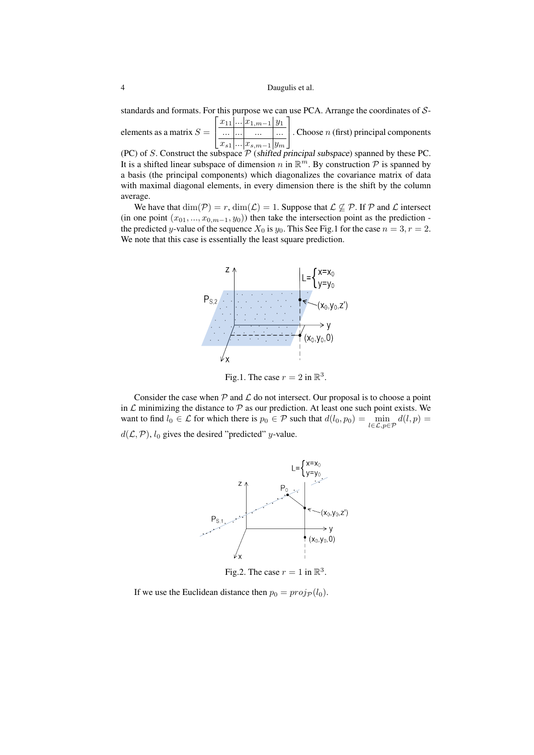standards and formats. For this purpose we can use PCA. Arrange the coordinates of $\mathcal{S}$-elements as a matrix $S = \begin{bmatrix} x_{11} & ... & x_{1,m-1} & y_1 \\ ... & ... & ... & ... \\ x_{s1} & ... & x_{s,m-1} & y_m \end{bmatrix}$. Choose $n$ (first) principal components (PC) of $S$. Construct the subspace $\mathcal{P}$ (*shifted principal subspace*) spanned by these PC. It is a shifted linear subspace of dimension $n$ in $\mathbb{R}^m$. By construction $\mathcal{P}$ is spanned by a basis (the principal components) which diagonalizes the covariance matrix of data with maximal diagonal elements, in every dimension there is the shift by the column average.

We have that $\dim(\mathcal{P}) = r, \dim(\mathcal{L}) = 1$. Suppose that $\mathcal{L} \not\subseteq \mathcal{P}$. If $\mathcal{P}$ and $\mathcal{L}$ intersect (in one point $(x_{01}, ..., x_{0,m-1}, y_0)$) then take the intersection point as the prediction - the predicted $y$-value of the sequence $X_0$ is $y_0$. This See Fig.1 for the case $n = 3, r = 2$. We note that this case is essentially the least square prediction.

Fig.1. The case $r = 2$ in $\mathbb{R}^3$.

Consider the case when $\mathcal{P}$ and $\mathcal{L}$ do not intersect. Our proposal is to choose a point in $\mathcal{L}$ minimizing the distance to $\mathcal{P}$ as our prediction. At least one such point exists. We want to find $l_0 \in \mathcal{L}$ for which there is $p_0 \in \mathcal{P}$ such that $d(l_0, p_0) = \min_{l \in \mathcal{L}, p \in \mathcal{P}} d(l, p) = d(\mathcal{L}, \mathcal{P})$, $l_0$ gives the desired "predicted" $y$-value.

Fig.2. The case $r = 1$ in $\mathbb{R}^3$.

If we use the Euclidean distance then $p_0 = proj_{\mathcal{P}}(l_0)$.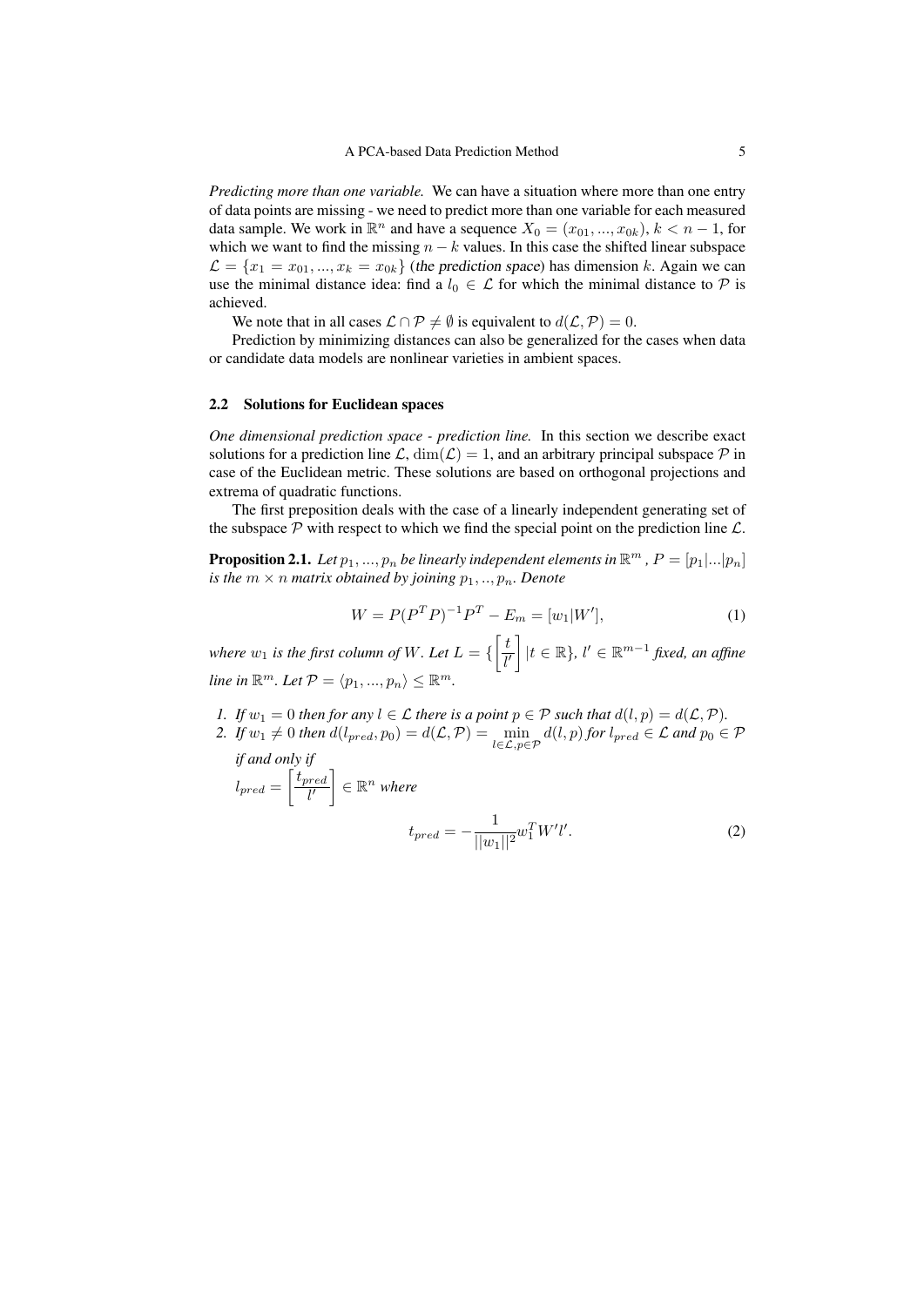*Predicting more than one variable.* We can have a situation where more than one entry of data points are missing - we need to predict more than one variable for each measured data sample. We work in $\mathbb{R}^n$ and have a sequence $X_0 = (x_{01}, ..., x_{0k})$, $k < n-1$, for which we want to find the missing $n-k$ values. In this case the shifted linear subspace $\mathcal{L} = \{x_1 = x_{01}, ..., x_k = x_{0k}\}$ (the prediction space) has dimension $k$. Again we can use the minimal distance idea: find a $l_0 \in \mathcal{L}$ for which the minimal distance to $\mathcal{P}$ is achieved.

We note that in all cases $\mathcal{L} \cap \mathcal{P} \neq \emptyset$ is equivalent to $d(\mathcal{L}, \mathcal{P}) = 0$.

Prediction by minimizing distances can also be generalized for the cases when data or candidate data models are nonlinear varieties in ambient spaces.

### 2.2 Solutions for Euclidean spaces

*One dimensional prediction space - prediction line.* In this section we describe exact solutions for a prediction line $\mathcal{L}$, $\dim(\mathcal{L}) = 1$, and an arbitrary principal subspace $\mathcal{P}$ in case of the Euclidean metric. These solutions are based on orthogonal projections and extrema of quadratic functions.

The first preposition deals with the case of a linearly independent generating set of the subspace $\mathcal{P}$ with respect to which we find the special point on the prediction line $\mathcal{L}$.

**Proposition 2.1.** *Let $p_1, ..., p_n$ be linearly independent elements in $\mathbb{R}^m$ , $P = [p_1|...|p_n]$ is the $m \times n$ matrix obtained by joining $p_1, .., p_n$. Denote*

$$W = P(P^T P)^{-1} P^T - E_m = [w_1|W'], \tag{1}$$

*where $w_1$ is the first column of $W$. Let $L = \{\begin{bmatrix} t \\ l' \end{bmatrix} | t \in \mathbb{R}\}$, $l' \in \mathbb{R}^{m-1}$ fixed, an affine line in $\mathbb{R}^m$. Let $\mathcal{P} = \langle p_1, ..., p_n \rangle \leq \mathbb{R}^m$.*

1. *If $w_1 = 0$ then for any $l \in \mathcal{L}$ there is a point $p \in \mathcal{P}$ such that $d(l, p) = d(\mathcal{L}, \mathcal{P})$.*
2. *If $w_1 \neq 0$ then $d(l_{pred}, p_0) = d(\mathcal{L}, \mathcal{P}) = \min_{l \in \mathcal{L}, p \in \mathcal{P}} d(l, p)$ for $l_{pred} \in \mathcal{L}$ and $p_0 \in \mathcal{P}$ if and only if*
   *$l_{pred} = \begin{bmatrix} t_{pred} \\ l' \end{bmatrix} \in \mathbb{R}^n$ where*

$$t_{pred} = -\frac{1}{||w_1||^2} w_1^T W' l'. \tag{2}$$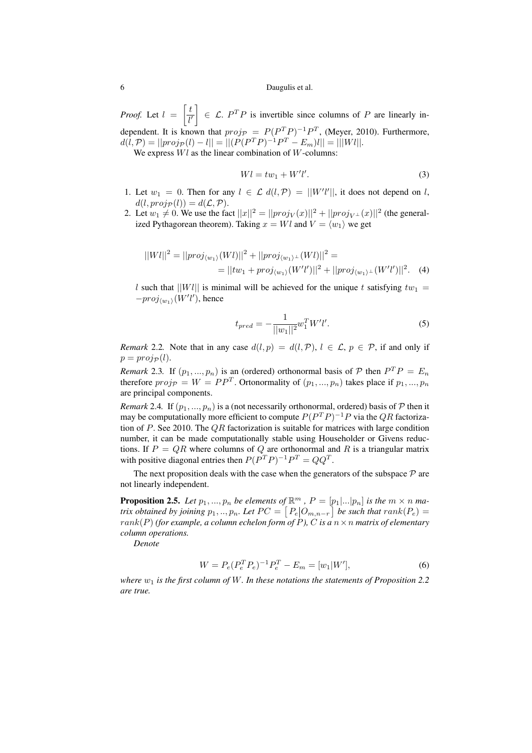*Proof.* Let $l = \begin{bmatrix} t \\ l' \end{bmatrix} \in \mathcal{L}$. $P^T P$ is invertible since columns of $P$ are linearly independent. It is known that $proj_{\mathcal{P}} = P(P^T P)^{-1} P^T$, (Meyer, 2010). Furthermore, $d(l, \mathcal{P}) = ||proj_{\mathcal{P}}(l) - l|| = ||(P(P^T P)^{-1} P^T - E_m)l|| = |||Wl||$.

We express $Wl$ as the linear combination of $W$-columns:

$$Wl = tw_1 + W'l'. \tag{3}$$

1. Let $w_1 = 0$. Then for any $l \in \mathcal{L}$ $d(l, \mathcal{P}) = ||W'l'||$, it does not depend on $l$, $d(l, proj_{\mathcal{P}}(l)) = d(\mathcal{L}, \mathcal{P})$.
2. Let $w_1 \neq 0$. We use the fact $||x||^2 = ||proj_V(x)||^2 + ||proj_{V^\perp}(x)||^2$ (the generalized Pythagorean theorem). Taking $x = Wl$ and $V = \langle w_1 \rangle$ we get

$$\begin{aligned} ||Wl||^2 &= ||proj_{\langle w_1 \rangle}(Wl)||^2 + ||proj_{\langle w_1 \rangle^\perp}(Wl)||^2 = \\ &= ||tw_1 + proj_{\langle w_1 \rangle}(W'l')||^2 + ||proj_{\langle w_1 \rangle^\perp}(W'l')||^2. \end{aligned} \tag{4}$$

$l$ such that $||Wl||$ is minimal will be achieved for the unique $t$ satisfying $tw_1 = -proj_{\langle w_1 \rangle}(W'l')$, hence

$$t_{pred} = -\frac{1}{||w_1||^2} w_1^T W'l'. \tag{5}$$

*Remark* 2.2. Note that in any case $d(l, p) = d(l, \mathcal{P})$, $l \in \mathcal{L}$, $p \in \mathcal{P}$, if and only if $p = proj_{\mathcal{P}}(l)$.

*Remark* 2.3. If $(p_1, ..., p_n)$ is an (ordered) orthonormal basis of $\mathcal{P}$ then $P^T P = E_n$ therefore $proj_{\mathcal{P}} = W = PP^T$. Ortonormality of $(p_1, ..., p_n)$ takes place if $p_1, ..., p_n$ are principal components.

*Remark* 2.4. If $(p_1, ..., p_n)$ is a (not necessarily orthonormal, ordered) basis of $\mathcal{P}$ then it may be computationally more efficient to compute $P(P^T P)^{-1} P$ via the $QR$ factorization of $P$. See 2010. The $QR$ factorization is suitable for matrices with large condition number, it can be made computationally stable using Householder or Givens reductions. If $P = QR$ where columns of $Q$ are orthonormal and $R$ is a triangular matrix with positive diagonal entries then $P(P^T P)^{-1} P^T = QQ^T$.

The next proposition deals with the case when the generators of the subspace $\mathcal{P}$ are not linearly independent.

**Proposition 2.5.** *Let $p_1, ..., p_n$ be elements of $\mathbb{R}^m$ , $P = [p_1|...|p_n]$ is the $m \times n$ matrix obtained by joining $p_1, .., p_n$. Let $PC = \begin{bmatrix} P_e | O_{m,n-r} \end{bmatrix}$ be such that $rank(P_e) = rank(P)$ (for example, a column echelon form of $P$), $C$ is a $n \times n$ matrix of elementary column operations.*

*Denote*

$$W = P_e(P_e^T P_e)^{-1} P_e^T - E_m = [w_1 | W'], \tag{6}$$

*where $w_1$ is the first column of $W$. In these notations the statements of Proposition 2.2 are true.*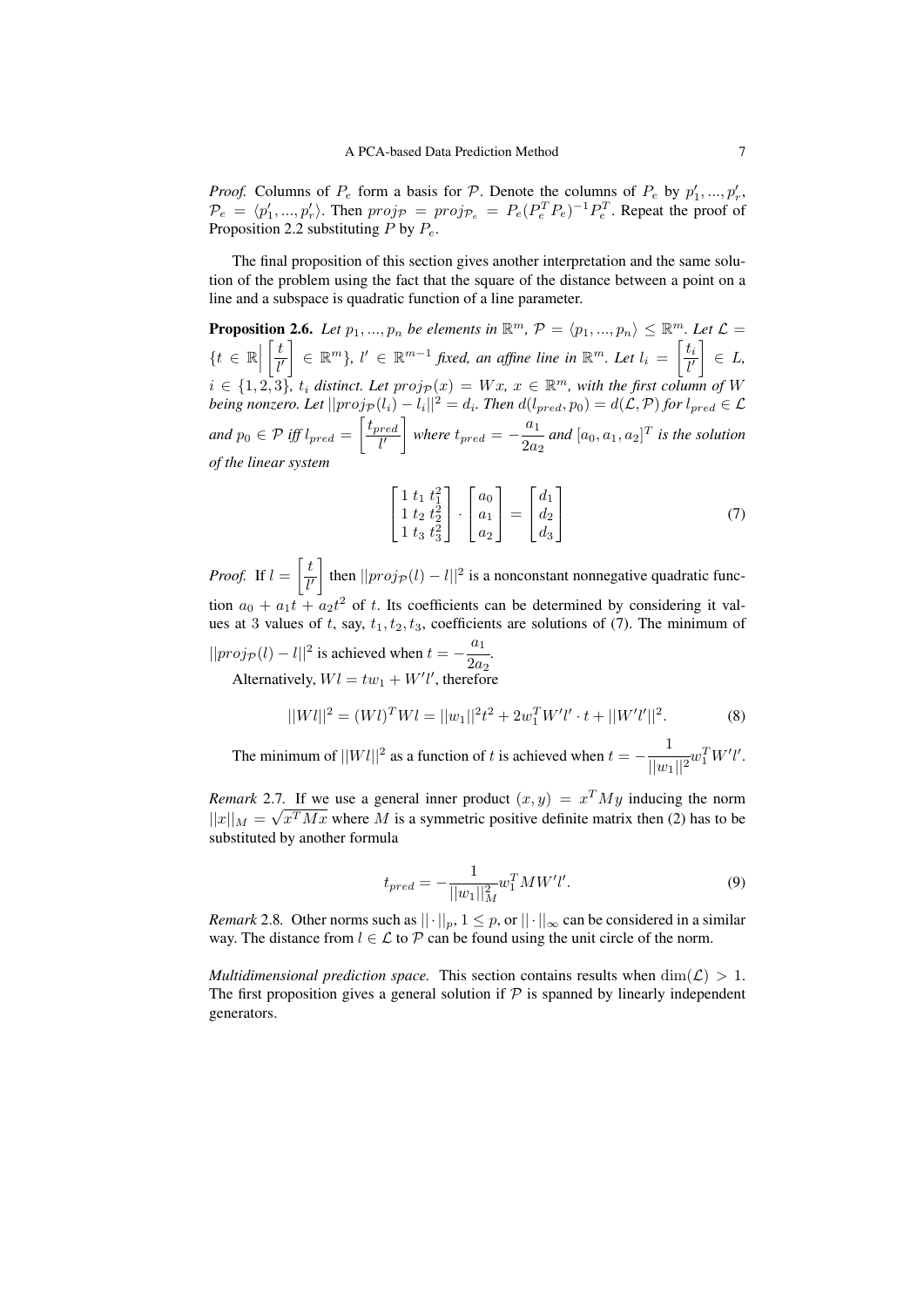*Proof.* Columns of $P_e$ form a basis for $\mathcal{P}$. Denote the columns of $P_e$ by $p'_1, ..., p'_r$, $\mathcal{P}_e = \langle p'_1, ..., p'_r \rangle$. Then $proj_{\mathcal{P}} = proj_{\mathcal{P}_e} = P_e(P_e^T P_e)^{-1} P_e^T$. Repeat the proof of Proposition 2.2 substituting $P$ by $P_e$.

The final proposition of this section gives another interpretation and the same solution of the problem using the fact that the square of the distance between a point on a line and a subspace is quadratic function of a line parameter.

**Proposition 2.6.** *Let $p_1, ..., p_n$ be elements in $\mathbb{R}^m$, $\mathcal{P} = \langle p_1, ..., p_n \rangle \leq \mathbb{R}^m$. Let $\mathcal{L} = \{t \in \mathbb{R} \Big| \begin{bmatrix} t \\ l' \end{bmatrix} \in \mathbb{R}^m\}$, $l' \in \mathbb{R}^{m-1}$ fixed, an affine line in $\mathbb{R}^m$. Let $l_i = \begin{bmatrix} t_i \\ l' \end{bmatrix} \in L$, $i \in \{1, 2, 3\}$, $t_i$ distinct. Let $proj_{\mathcal{P}}(x) = Wx$, $x \in \mathbb{R}^m$, with the first column of $W$ being nonzero. Let $||proj_{\mathcal{P}}(l_i) - l_i||^2 = d_i$. Then $d(l_{pred}, p_0) = d(\mathcal{L}, \mathcal{P})$ for $l_{pred} \in \mathcal{L}$ and $p_0 \in \mathcal{P}$ iff $l_{pred} = \begin{bmatrix} t_{pred} \\ l' \end{bmatrix}$ where $t_{pred} = -\dfrac{a_1}{2a_2}$ and $[a_0, a_1, a_2]^T$ is the solution of the linear system*

$$\begin{bmatrix} 1 & t_1 & t_1^2 \\ 1 & t_2 & t_2^2 \\ 1 & t_3 & t_3^2 \end{bmatrix} \cdot \begin{bmatrix} a_0 \\ a_1 \\ a_2 \end{bmatrix} = \begin{bmatrix} d_1 \\ d_2 \\ d_3 \end{bmatrix} \tag{7}$$

*Proof.* If $l = \begin{bmatrix} t \\ l' \end{bmatrix}$ then $||proj_{\mathcal{P}}(l) - l||^2$ is a nonconstant nonnegative quadratic function $a_0 + a_1 t + a_2 t^2$ of $t$. Its coefficients can be determined by considering it values at 3 values of $t$, say, $t_1, t_2, t_3$, coefficients are solutions of (7). The minimum of $||proj_{\mathcal{P}}(l) - l||^2$ is achieved when $t = -\dfrac{a_1}{2a_2}$.

Alternatively, $Wl = tw_1 + W'l'$, therefore

$$||Wl||^2 = (Wl)^T Wl = ||w_1||^2 t^2 + 2w_1^T W'l' \cdot t + ||W'l'||^2. \tag{8}$$

The minimum of $||Wl||^2$ as a function of $t$ is achieved when $t = -\dfrac{1}{||w_1||^2} w_1^T W'l'$.

*Remark* 2.7. If we use a general inner product $(x, y) = x^T My$ inducing the norm $||x||_M = \sqrt{x^T Mx}$ where $M$ is a symmetric positive definite matrix then (2) has to be substituted by another formula

$$t_{pred} = -\frac{1}{||w_1||_M^2} w_1^T MW'l'. \tag{9}$$

*Remark* 2.8. Other norms such as $||\cdot||_p$, $1 \leq p$, or $||\cdot||_\infty$ can be considered in a similar way. The distance from $l \in \mathcal{L}$ to $\mathcal{P}$ can be found using the unit circle of the norm.

*Multidimensional prediction space.* This section contains results when $\dim(\mathcal{L}) > 1$. The first proposition gives a general solution if $\mathcal{P}$ is spanned by linearly independent generators.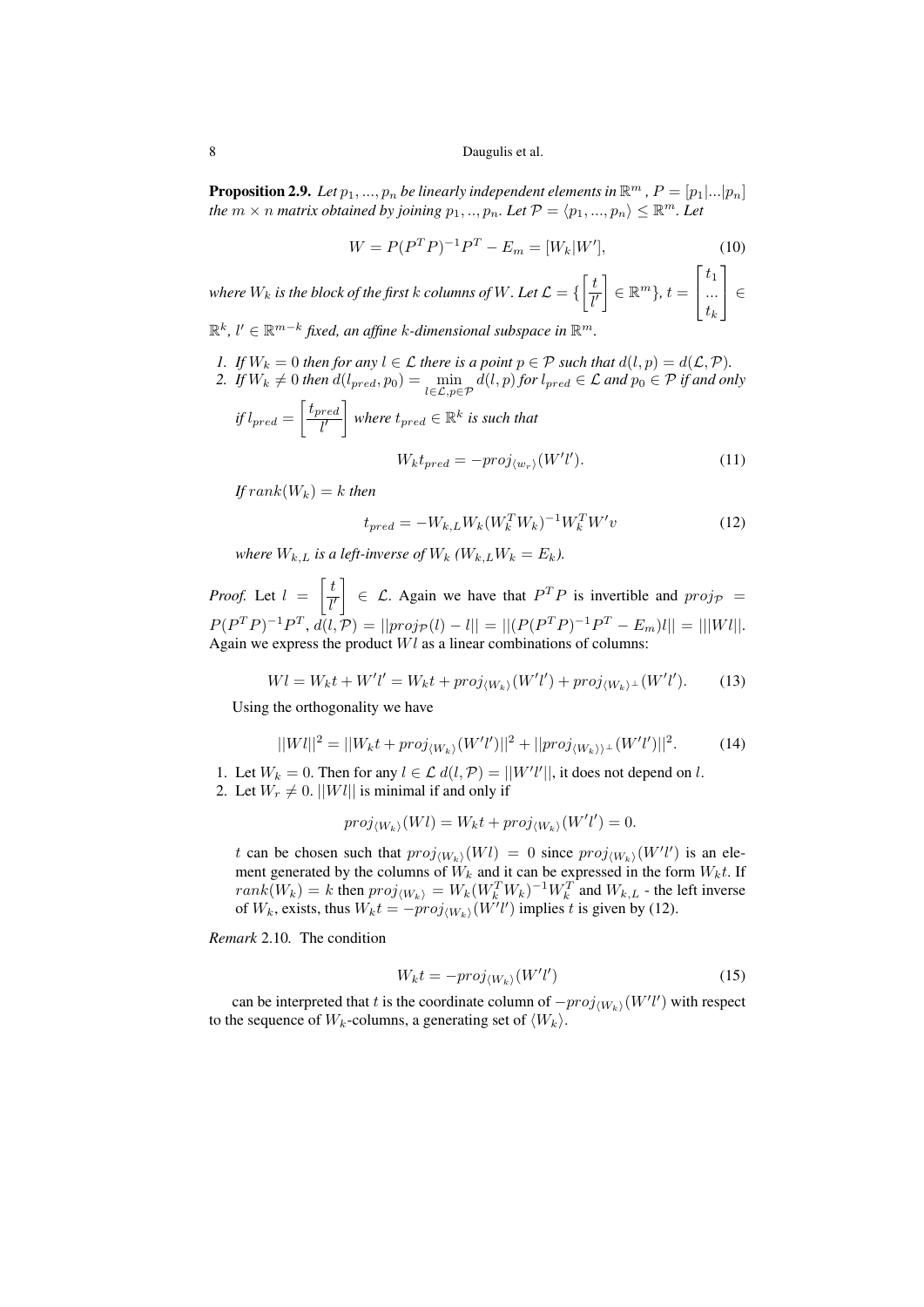**Proposition 2.9.** *Let $p_1, ..., p_n$ be linearly independent elements in $\mathbb{R}^m$ , $P = [p_1|...|p_n]$ the $m \times n$ matrix obtained by joining $p_1, .., p_n$. Let $\mathcal{P} = \langle p_1, ..., p_n \rangle \leq \mathbb{R}^m$. Let*

$$W = P(P^TP)^{-1}P^T - E_m = [W_k|W'], \tag{10}$$

*where $W_k$ is the block of the first $k$ columns of $W$. Let $\mathcal{L} = \{ \begin{bmatrix} t \\ \hline l' \end{bmatrix} \in \mathbb{R}^m \}$, $t = \begin{bmatrix} t_1 \\ ... \\ t_k \end{bmatrix} \in \mathbb{R}^k$, $l' \in \mathbb{R}^{m-k}$ fixed, an affine $k$-dimensional subspace in $\mathbb{R}^m$.*

1. *If $W_k = 0$ then for any $l \in \mathcal{L}$ there is a point $p \in \mathcal{P}$ such that $d(l, p) = d(\mathcal{L}, \mathcal{P})$.*
2. *If $W_k \neq 0$ then $d(l_{pred}, p_0) = \min\limits_{l \in \mathcal{L}, p \in \mathcal{P}} d(l, p)$ for $l_{pred} \in \mathcal{L}$ and $p_0 \in \mathcal{P}$ if and only if $l_{pred} = \begin{bmatrix} t_{pred} \\ \hline l' \end{bmatrix}$ where $t_{pred} \in \mathbb{R}^k$ is such that*

$$W_k t_{pred} = -proj_{\langle w_r \rangle}(W'l'). \tag{11}$$

*If $rank(W_k) = k$ then*

$$t_{pred} = -W_{k,L} W_k (W_k^T W_k)^{-1} W_k^T W' v \tag{12}$$

*where $W_{k,L}$ is a left-inverse of $W_k$ ($W_{k,L}W_k = E_k$).*

*Proof.* Let $l = \begin{bmatrix} t \\ \hline l' \end{bmatrix} \in \mathcal{L}$. Again we have that $P^TP$ is invertible and $proj_{\mathcal{P}} = P(P^TP)^{-1}P^T$, $d(l, \mathcal{P}) = ||proj_{\mathcal{P}}(l) - l|| = ||(P(P^TP)^{-1}P^T - E_m)l|| = |||Wl||$. Again we express the product $Wl$ as a linear combinations of columns:

$$Wl = W_k t + W'l' = W_k t + proj_{\langle W_k \rangle}(W'l') + proj_{\langle W_k \rangle^\perp}(W'l'). \tag{13}$$

Using the orthogonality we have

$$||Wl||^2 = ||W_k t + proj_{\langle W_k \rangle}(W'l')||^2 + ||proj_{\langle W_k \rangle\rangle^\perp}(W'l')||^2. \tag{14}$$

1. Let $W_k = 0$. Then for any $l \in \mathcal{L}$ $d(l, \mathcal{P}) = ||W'l'||$, it does not depend on $l$.
2. Let $W_r \neq 0$. $||Wl||$ is minimal if and only if

$$proj_{\langle W_k \rangle}(Wl) = W_k t + proj_{\langle W_k \rangle}(W'l') = 0.$$

$t$ can be chosen such that $proj_{\langle W_k \rangle}(Wl) = 0$ since $proj_{\langle W_k \rangle}(W'l')$ is an element generated by the columns of $W_k$ and it can be expressed in the form $W_k t$. If $rank(W_k) = k$ then $proj_{\langle W_k \rangle} = W_k(W_k^T W_k)^{-1} W_k^T$ and $W_{k,L}$ - the left inverse of $W_k$, exists, thus $W_k t = -proj_{\langle W_k \rangle}(W'l')$ implies $t$ is given by (12).

*Remark* 2.10. The condition

$$W_k t = -proj_{\langle W_k \rangle}(W'l') \tag{15}$$

can be interpreted that $t$ is the coordinate column of $-proj_{\langle W_k \rangle}(W'l')$ with respect to the sequence of $W_k$-columns, a generating set of $\langle W_k \rangle$.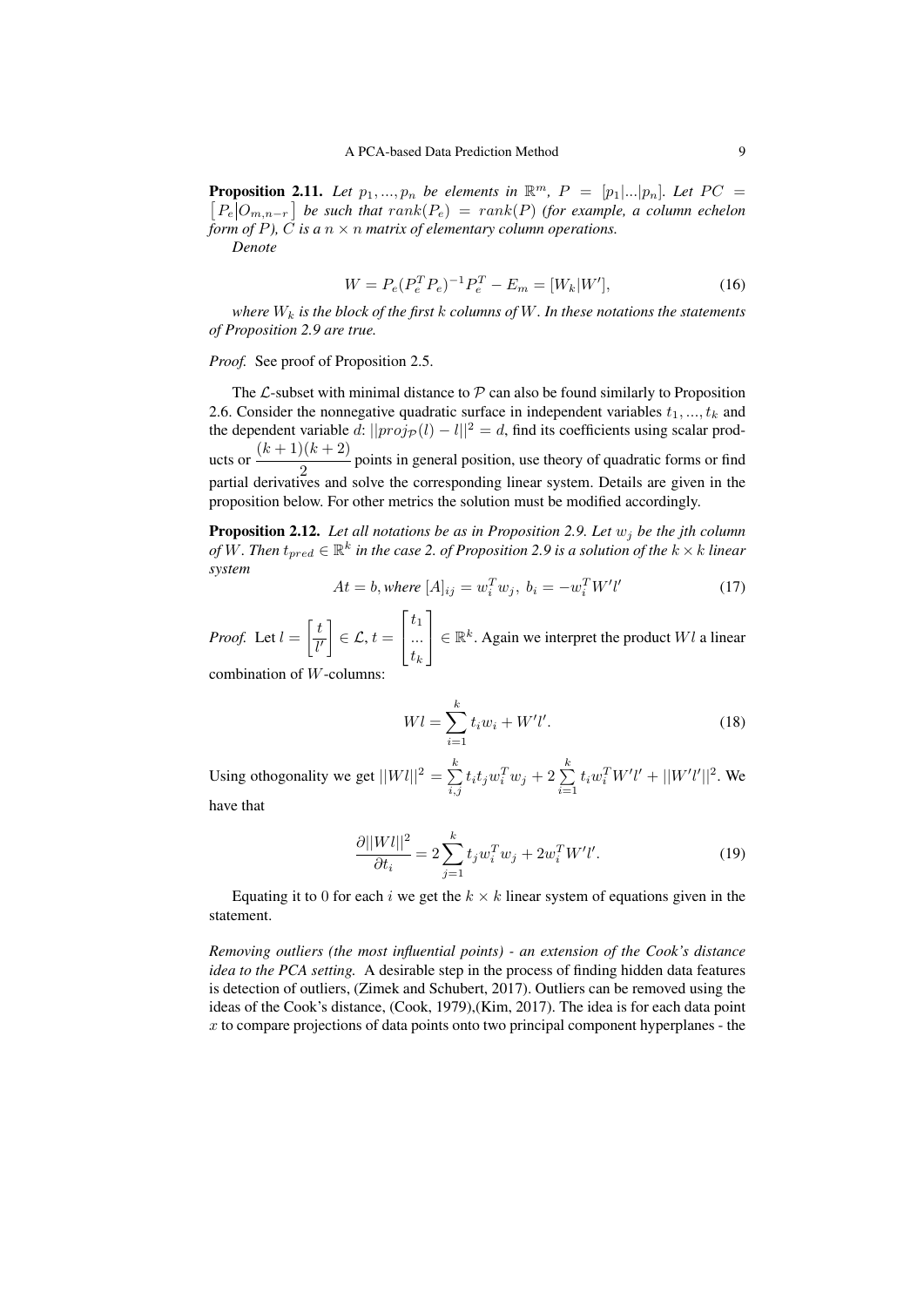**Proposition 2.11.** *Let $p_1, ..., p_n$ be elements in $\mathbb{R}^m$, $P = [p_1|...|p_n]$. Let $PC = \left[P_e|O_{m,n-r}\right]$ be such that $rank(P_e) = rank(P)$ (for example, a column echelon form of $P$), $C$ is a $n \times n$ matrix of elementary column operations.*

*Denote*

$$W = P_e(P_e^T P_e)^{-1} P_e^T - E_m = [W_k|W'], \tag{16}$$

*where $W_k$ is the block of the first $k$ columns of $W$. In these notations the statements of Proposition 2.9 are true.*

*Proof.* See proof of Proposition 2.5.

The $\mathcal{L}$-subset with minimal distance to $\mathcal{P}$ can also be found similarly to Proposition 2.6. Consider the nonnegative quadratic surface in independent variables $t_1, ..., t_k$ and the dependent variable $d$: $||proj_{\mathcal{P}}(l) - l||^2 = d$, find its coefficients using scalar products or $\dfrac{(k+1)(k+2)}{2}$ points in general position, use theory of quadratic forms or find partial derivatives and solve the corresponding linear system. Details are given in the proposition below. For other metrics the solution must be modified accordingly.

**Proposition 2.12.** *Let all notations be as in Proposition 2.9. Let $w_j$ be the jth column of $W$. Then $t_{pred} \in \mathbb{R}^k$ in the case 2. of Proposition 2.9 is a solution of the $k \times k$ linear system*

$$At = b, \text{where } [A]_{ij} = w_i^T w_j,\ b_i = -w_i^T W' l' \tag{17}$$

*Proof.* Let $l = \begin{bmatrix} t \\ l' \end{bmatrix} \in \mathcal{L}$, $t = \begin{bmatrix} t_1 \\ ... \\ t_k \end{bmatrix} \in \mathbb{R}^k$. Again we interpret the product $Wl$ a linear combination of $W$-columns:

$$Wl = \sum_{i=1}^{k} t_i w_i + W'l'. \tag{18}$$

Using othogonality we get $||Wl||^2 = \sum\limits_{i,j}^{k} t_i t_j w_i^T w_j + 2\sum\limits_{i=1}^{k} t_i w_i^T W'l' + ||W'l'||^2$. We have that

$$\frac{\partial ||Wl||^2}{\partial t_i} = 2\sum_{j=1}^{k} t_j w_i^T w_j + 2w_i^T W'l'. \tag{19}$$

Equating it to 0 for each $i$ we get the $k \times k$ linear system of equations given in the statement.

*Removing outliers (the most influential points) - an extension of the Cook's distance idea to the PCA setting.* A desirable step in the process of finding hidden data features is detection of outliers, (Zimek and Schubert, 2017). Outliers can be removed using the ideas of the Cook's distance, (Cook, 1979),(Kim, 2017). The idea is for each data point $x$ to compare projections of data points onto two principal component hyperplanes - the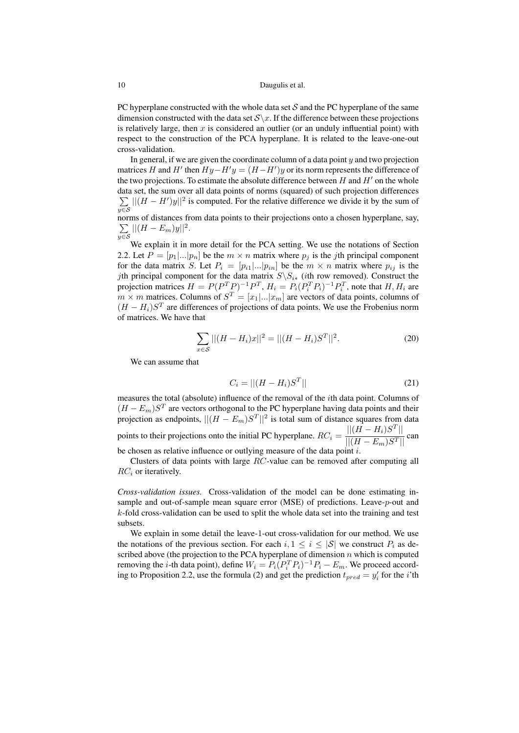PC hyperplane constructed with the whole data set $\mathcal{S}$ and the PC hyperplane of the same dimension constructed with the data set $\mathcal{S}\backslash x$. If the difference between these projections is relatively large, then $x$ is considered an outlier (or an unduly influential point) with respect to the construction of the PCA hyperplane. It is related to the leave-one-out cross-validation.

In general, if we are given the coordinate column of a data point $y$ and two projection matrices $H$ and $H'$ then $Hy - H'y = (H - H')y$ or its norm represents the difference of the two projections. To estimate the absolute difference between $H$ and $H'$ on the whole data set, the sum over all data points of norms (squared) of such projection differences $\sum_{y\in\mathcal{S}} ||(H - H')y||^2$ is computed. For the relative difference we divide it by the sum of norms of distances from data points to their projections onto a chosen hyperplane, say, $\sum_{y\in\mathcal{S}} ||(H - E_m)y||^2$.

We explain it in more detail for the PCA setting. We use the notations of Section 2.2. Let $P = [p_1|...|p_n]$ be the $m \times n$ matrix where $p_j$ is the $j$th principal component for the data matrix $S$. Let $P_i = [p_{i1}|...|p_{in}]$ be the $m \times n$ matrix where $p_{ij}$ is the $j$th principal component for the data matrix $S\backslash S_{i*}$ ($i$th row removed). Construct the projection matrices $H = P(P^TP)^{-1}P^T$, $H_i = P_i(P_i^TP_i)^{-1}P_i^T$, note that $H, H_i$ are $m \times m$ matrices. Columns of $S^T = [x_1|...|x_m]$ are vectors of data points, columns of $(H - H_i)S^T$ are differences of projections of data points. We use the Frobenius norm of matrices. We have that

$$\sum_{x\in\mathcal{S}} ||(H - H_i)x||^2 = ||(H - H_i)S^T||^2. \tag{20}$$

We can assume that

$$C_i = ||(H - H_i)S^T|| \tag{21}$$

measures the total (absolute) influence of the removal of the $i$th data point. Columns of $(H - E_m)S^T$ are vectors orthogonal to the PC hyperplane having data points and their projection as endpoints, $||(H - E_m)S^T||^2$ is total sum of distance squares from data points to their projections onto the initial PC hyperplane. $RC_i = \dfrac{||(H - H_i)S^T||}{||(H - E_m)S^T||}$ can be chosen as relative influence or outlying measure of the data point $i$.

Clusters of data points with large $RC$-value can be removed after computing all $RC_i$ or iteratively.

*Cross-validation issues.* Cross-validation of the model can be done estimating in-sample and out-of-sample mean square error (MSE) of predictions. Leave-$p$-out and $k$-fold cross-validation can be used to split the whole data set into the training and test subsets.

We explain in some detail the leave-1-out cross-validation for our method. We use the notations of the previous section. For each $i, 1 \leq i \leq |\mathcal{S}|$ we construct $P_i$ as described above (the projection to the PCA hyperplane of dimension $n$ which is computed removing the $i$-th data point), define $W_i = P_i(P_i^TP_i)^{-1}P_i - E_m$. We proceed according to Proposition 2.2, use the formula (2) and get the prediction $t_{pred} = y'_i$ for the $i$'th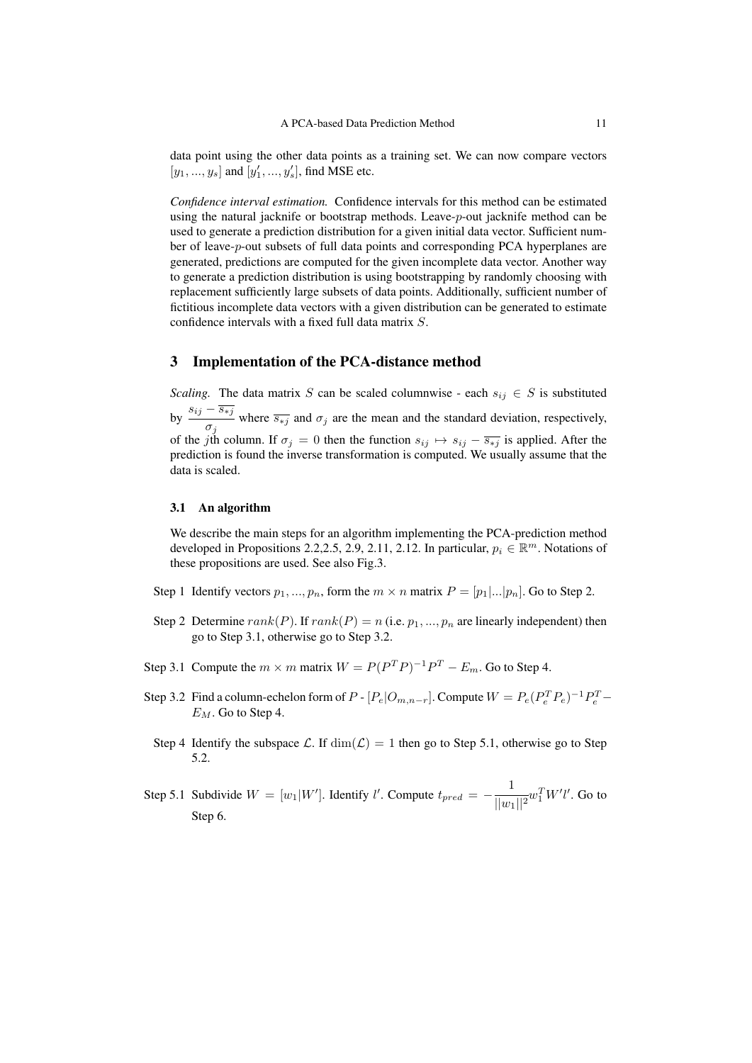data point using the other data points as a training set. We can now compare vectors $[y_1, ..., y_s]$ and $[y'_1, ..., y'_s]$, find MSE etc.

*Confidence interval estimation.* Confidence intervals for this method can be estimated using the natural jacknife or bootstrap methods. Leave-$p$-out jacknife method can be used to generate a prediction distribution for a given initial data vector. Sufficient number of leave-$p$-out subsets of full data points and corresponding PCA hyperplanes are generated, predictions are computed for the given incomplete data vector. Another way to generate a prediction distribution is using bootstrapping by randomly choosing with replacement sufficiently large subsets of data points. Additionally, sufficient number of fictitious incomplete data vectors with a given distribution can be generated to estimate confidence intervals with a fixed full data matrix $S$.

## 3 Implementation of the PCA-distance method

*Scaling.* The data matrix $S$ can be scaled columnwise - each $s_{ij} \in S$ is substituted by $\dfrac{s_{ij} - \overline{s_{*j}}}{\sigma_j}$ where $\overline{s_{*j}}$ and $\sigma_j$ are the mean and the standard deviation, respectively, of the $j$th column. If $\sigma_j = 0$ then the function $s_{ij} \mapsto s_{ij} - \overline{s_{*j}}$ is applied. After the prediction is found the inverse transformation is computed. We usually assume that the data is scaled.

### 3.1 An algorithm

We describe the main steps for an algorithm implementing the PCA-prediction method developed in Propositions 2.2,2.5, 2.9, 2.11, 2.12. In particular, $p_i \in \mathbb{R}^m$. Notations of these propositions are used. See also Fig.3.

Step 1 Identify vectors $p_1, ..., p_n$, form the $m \times n$ matrix $P = [p_1|...|p_n]$. Go to Step 2.

Step 2 Determine $rank(P)$. If $rank(P) = n$ (i.e. $p_1, ..., p_n$ are linearly independent) then go to Step 3.1, otherwise go to Step 3.2.

Step 3.1 Compute the $m \times m$ matrix $W = P(P^T P)^{-1} P^T - E_m$. Go to Step 4.

Step 3.2 Find a column-echelon form of $P$ - $[P_e|O_{m,n-r}]$. Compute $W = P_e(P_e^T P_e)^{-1} P_e^T - E_M$. Go to Step 4.

Step 4 Identify the subspace $\mathcal{L}$. If $\dim(\mathcal{L}) = 1$ then go to Step 5.1, otherwise go to Step 5.2.

Step 5.1 Subdivide $W = [w_1|W']$. Identify $l'$. Compute $t_{pred} = -\dfrac{1}{||w_1||^2} w_1^T W' l'$. Go to Step 6.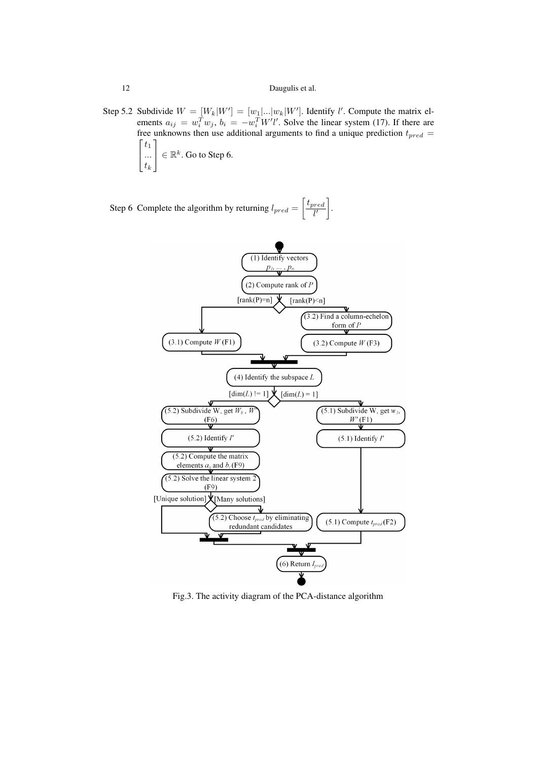Step 5.2 Subdivide $W = [W_k|W'] = [w_1|...|w_k|W']$. Identify $l'$. Compute the matrix elements $a_{ij} = w_i^T w_j$, $b_i = -w_i^T W' l'$. Solve the linear system (17). If there are free unknowns then use additional arguments to find a unique prediction $t_{pred} = \begin{bmatrix} t_1 \\ ... \\ t_k \end{bmatrix} \in \mathbb{R}^k$. Go to Step 6.

Step 6 Complete the algorithm by returning $l_{pred} = \left[ \frac{t_{pred}}{l'} \right]$.

Fig.3. The activity diagram of the PCA-distance algorithm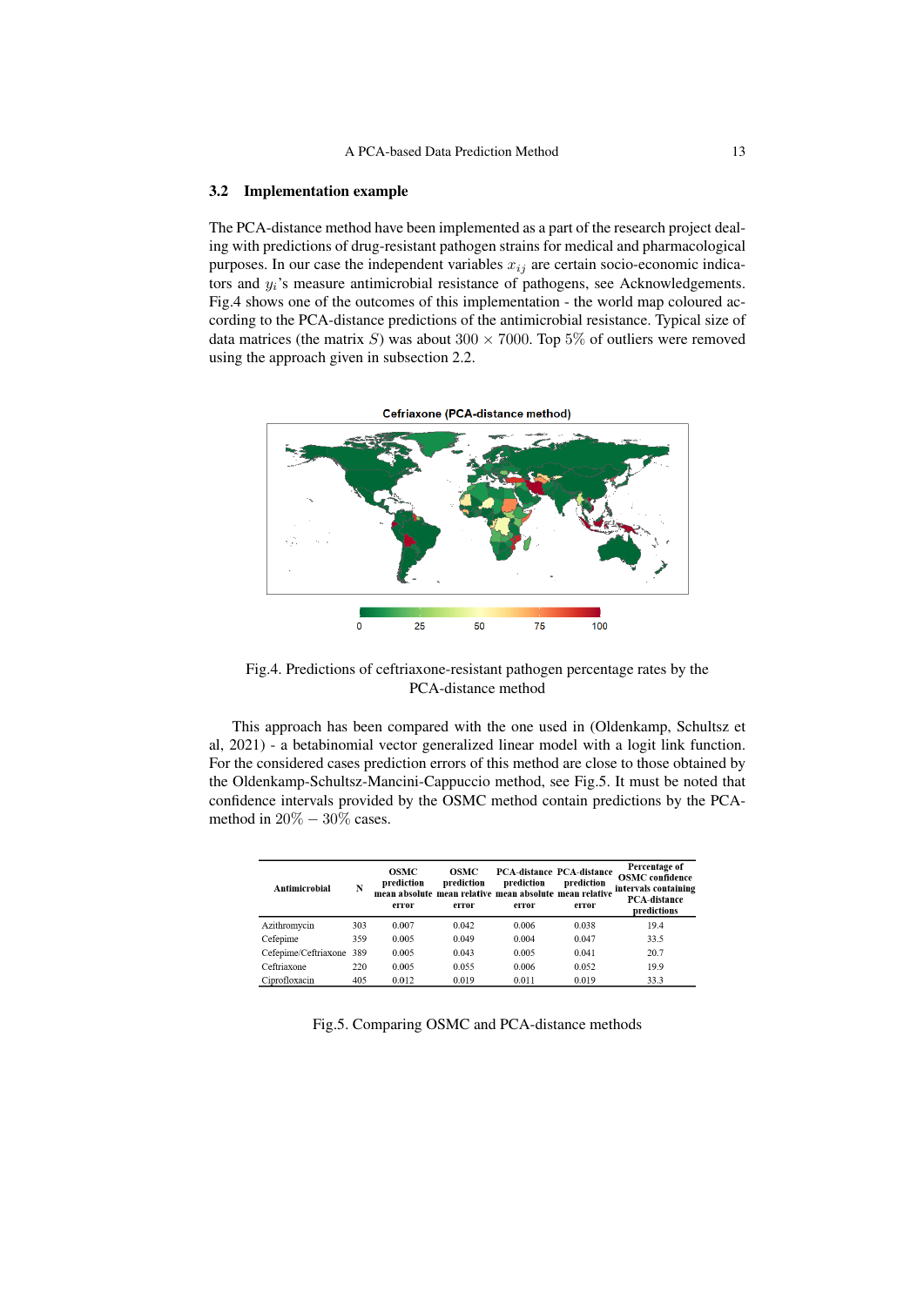### 3.2 Implementation example

The PCA-distance method have been implemented as a part of the research project dealing with predictions of drug-resistant pathogen strains for medical and pharmacological purposes. In our case the independent variables $x_{ij}$ are certain socio-economic indicators and $y_i$'s measure antimicrobial resistance of pathogens, see Acknowledgements. Fig.4 shows one of the outcomes of this implementation - the world map coloured according to the PCA-distance predictions of the antimicrobial resistance. Typical size of data matrices (the matrix $S$) was about $300 \times 7000$. Top $5\%$ of outliers were removed using the approach given in subsection 2.2.

Fig.4. Predictions of ceftriaxone-resistant pathogen percentage rates by the PCA-distance method

This approach has been compared with the one used in (Oldenkamp, Schultsz et al, 2021) - a betabinomial vector generalized linear model with a logit link function. For the considered cases prediction errors of this method are close to those obtained by the Oldenkamp-Schultsz-Mancini-Cappuccio method, see Fig.5. It must be noted that confidence intervals provided by the OSMC method contain predictions by the PCA-method in $20\% - 30\%$ cases.

| Antimicrobial | N | OSMC prediction mean absolute error | OSMC prediction mean relative error | PCA-distance prediction mean absolute error | PCA-distance prediction mean relative error | Percentage of OSMC confidence intervals containing PCA-distance predictions |
|---|---|---|---|---|---|---|
| Azithromycin | 303 | 0.007 | 0.042 | 0.006 | 0.038 | 19.4 |
| Cefepime | 359 | 0.005 | 0.049 | 0.004 | 0.047 | 33.5 |
| Cefepime/Ceftriaxone | 389 | 0.005 | 0.043 | 0.005 | 0.041 | 20.7 |
| Ceftriaxone | 220 | 0.005 | 0.055 | 0.006 | 0.052 | 19.9 |
| Ciprofloxacin | 405 | 0.012 | 0.019 | 0.011 | 0.019 | 33.3 |

Fig.5. Comparing OSMC and PCA-distance methods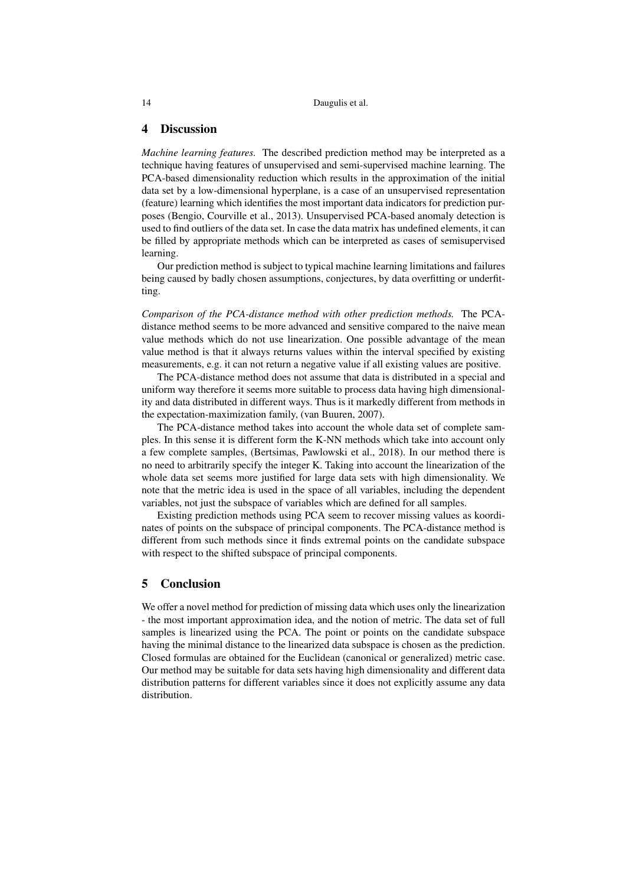## 4 Discussion

*Machine learning features.* The described prediction method may be interpreted as a technique having features of unsupervised and semi-supervised machine learning. The PCA-based dimensionality reduction which results in the approximation of the initial data set by a low-dimensional hyperplane, is a case of an unsupervised representation (feature) learning which identifies the most important data indicators for prediction purposes (Bengio, Courville et al., 2013). Unsupervised PCA-based anomaly detection is used to find outliers of the data set. In case the data matrix has undefined elements, it can be filled by appropriate methods which can be interpreted as cases of semisupervised learning.

Our prediction method is subject to typical machine learning limitations and failures being caused by badly chosen assumptions, conjectures, by data overfitting or underfitting.

*Comparison of the PCA-distance method with other prediction methods.* The PCA-distance method seems to be more advanced and sensitive compared to the naive mean value methods which do not use linearization. One possible advantage of the mean value method is that it always returns values within the interval specified by existing measurements, e.g. it can not return a negative value if all existing values are positive.

The PCA-distance method does not assume that data is distributed in a special and uniform way therefore it seems more suitable to process data having high dimensionality and data distributed in different ways. Thus is it markedly different from methods in the expectation-maximization family, (van Buuren, 2007).

The PCA-distance method takes into account the whole data set of complete samples. In this sense it is different form the K-NN methods which take into account only a few complete samples, (Bertsimas, Pawlowski et al., 2018). In our method there is no need to arbitrarily specify the integer K. Taking into account the linearization of the whole data set seems more justified for large data sets with high dimensionality. We note that the metric idea is used in the space of all variables, including the dependent variables, not just the subspace of variables which are defined for all samples.

Existing prediction methods using PCA seem to recover missing values as koordinates of points on the subspace of principal components. The PCA-distance method is different from such methods since it finds extremal points on the candidate subspace with respect to the shifted subspace of principal components.

## 5 Conclusion

We offer a novel method for prediction of missing data which uses only the linearization - the most important approximation idea, and the notion of metric. The data set of full samples is linearized using the PCA. The point or points on the candidate subspace having the minimal distance to the linearized data subspace is chosen as the prediction. Closed formulas are obtained for the Euclidean (canonical or generalized) metric case. Our method may be suitable for data sets having high dimensionality and different data distribution patterns for different variables since it does not explicitly assume any data distribution.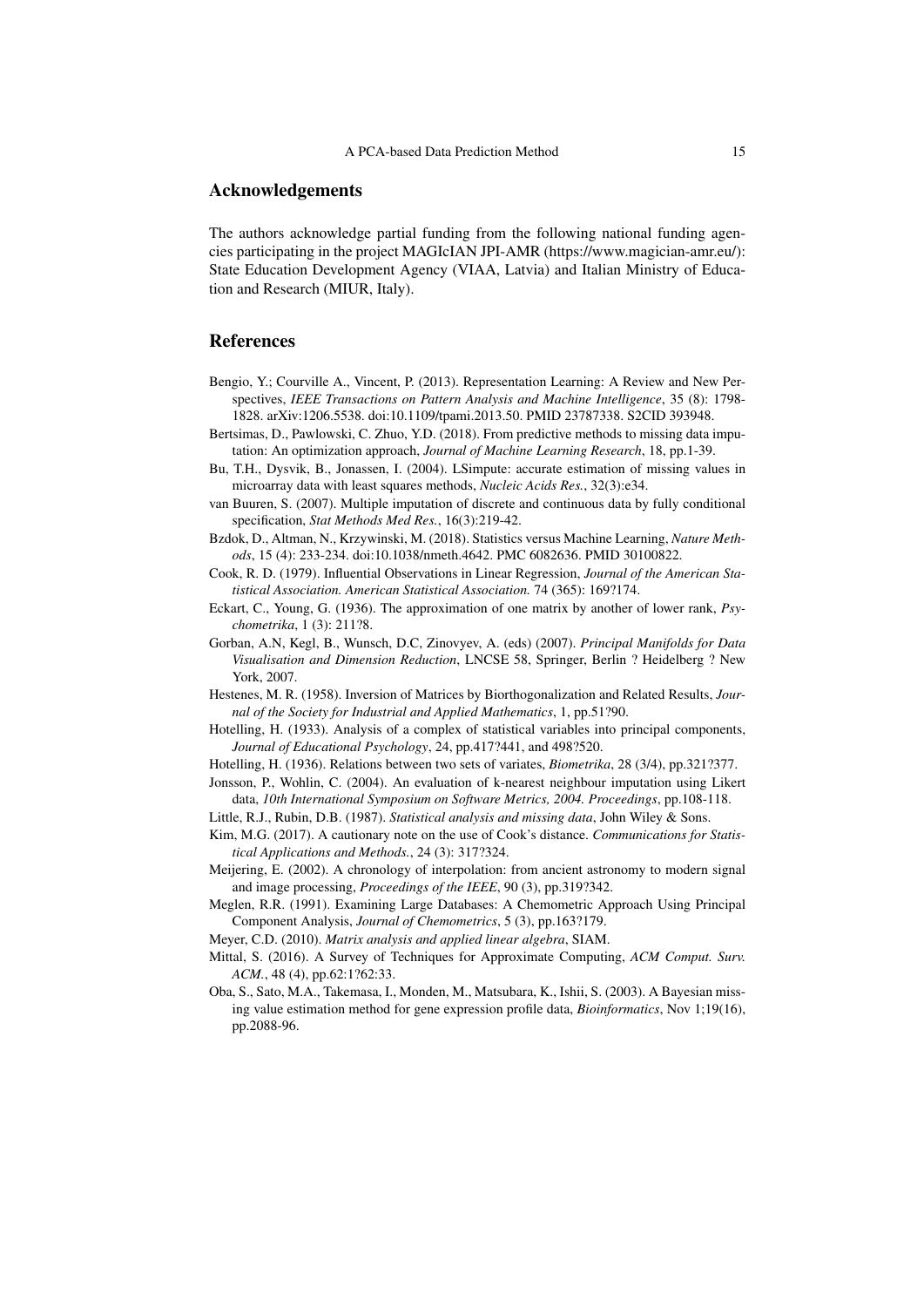## Acknowledgements

The authors acknowledge partial funding from the following national funding agencies participating in the project MAGIcIAN JPI-AMR (https://www.magician-amr.eu/): State Education Development Agency (VIAA, Latvia) and Italian Ministry of Education and Research (MIUR, Italy).

## References

Bengio, Y.; Courville A., Vincent, P. (2013). Representation Learning: A Review and New Perspectives, *IEEE Transactions on Pattern Analysis and Machine Intelligence*, 35 (8): 1798-1828. arXiv:1206.5538. doi:10.1109/tpami.2013.50. PMID 23787338. S2CID 393948.

Bertsimas, D., Pawlowski, C. Zhuo, Y.D. (2018). From predictive methods to missing data imputation: An optimization approach, *Journal of Machine Learning Research*, 18, pp.1-39.

Bu, T.H., Dysvik, B., Jonassen, I. (2004). LSimpute: accurate estimation of missing values in microarray data with least squares methods, *Nucleic Acids Res.*, 32(3):e34.

van Buuren, S. (2007). Multiple imputation of discrete and continuous data by fully conditional specification, *Stat Methods Med Res.*, 16(3):219-42.

Bzdok, D., Altman, N., Krzywinski, M. (2018). Statistics versus Machine Learning, *Nature Methods*, 15 (4): 233-234. doi:10.1038/nmeth.4642. PMC 6082636. PMID 30100822.

Cook, R. D. (1979). Influential Observations in Linear Regression, *Journal of the American Statistical Association. American Statistical Association.* 74 (365): 169?174.

Eckart, C., Young, G. (1936). The approximation of one matrix by another of lower rank, *Psychometrika*, 1 (3): 211?8.

Gorban, A.N, Kegl, B., Wunsch, D.C, Zinovyev, A. (eds) (2007). *Principal Manifolds for Data Visualisation and Dimension Reduction*, LNCSE 58, Springer, Berlin ? Heidelberg ? New York, 2007.

Hestenes, M. R. (1958). Inversion of Matrices by Biorthogonalization and Related Results, *Journal of the Society for Industrial and Applied Mathematics*, 1, pp.51?90.

Hotelling, H. (1933). Analysis of a complex of statistical variables into principal components, *Journal of Educational Psychology*, 24, pp.417?441, and 498?520.

Hotelling, H. (1936). Relations between two sets of variates, *Biometrika*, 28 (3/4), pp.321?377.

Jonsson, P., Wohlin, C. (2004). An evaluation of k-nearest neighbour imputation using Likert data, *10th International Symposium on Software Metrics, 2004. Proceedings*, pp.108-118.

Little, R.J., Rubin, D.B. (1987). *Statistical analysis and missing data*, John Wiley & Sons.

Kim, M.G. (2017). A cautionary note on the use of Cook's distance. *Communications for Statistical Applications and Methods.*, 24 (3): 317?324.

Meijering, E. (2002). A chronology of interpolation: from ancient astronomy to modern signal and image processing, *Proceedings of the IEEE*, 90 (3), pp.319?342.

Meglen, R.R. (1991). Examining Large Databases: A Chemometric Approach Using Principal Component Analysis, *Journal of Chemometrics*, 5 (3), pp.163?179.

Meyer, C.D. (2010). *Matrix analysis and applied linear algebra*, SIAM.

Mittal, S. (2016). A Survey of Techniques for Approximate Computing, *ACM Comput. Surv. ACM.*, 48 (4), pp.62:1?62:33.

Oba, S., Sato, M.A., Takemasa, I., Monden, M., Matsubara, K., Ishii, S. (2003). A Bayesian missing value estimation method for gene expression profile data, *Bioinformatics*, Nov 1;19(16), pp.2088-96.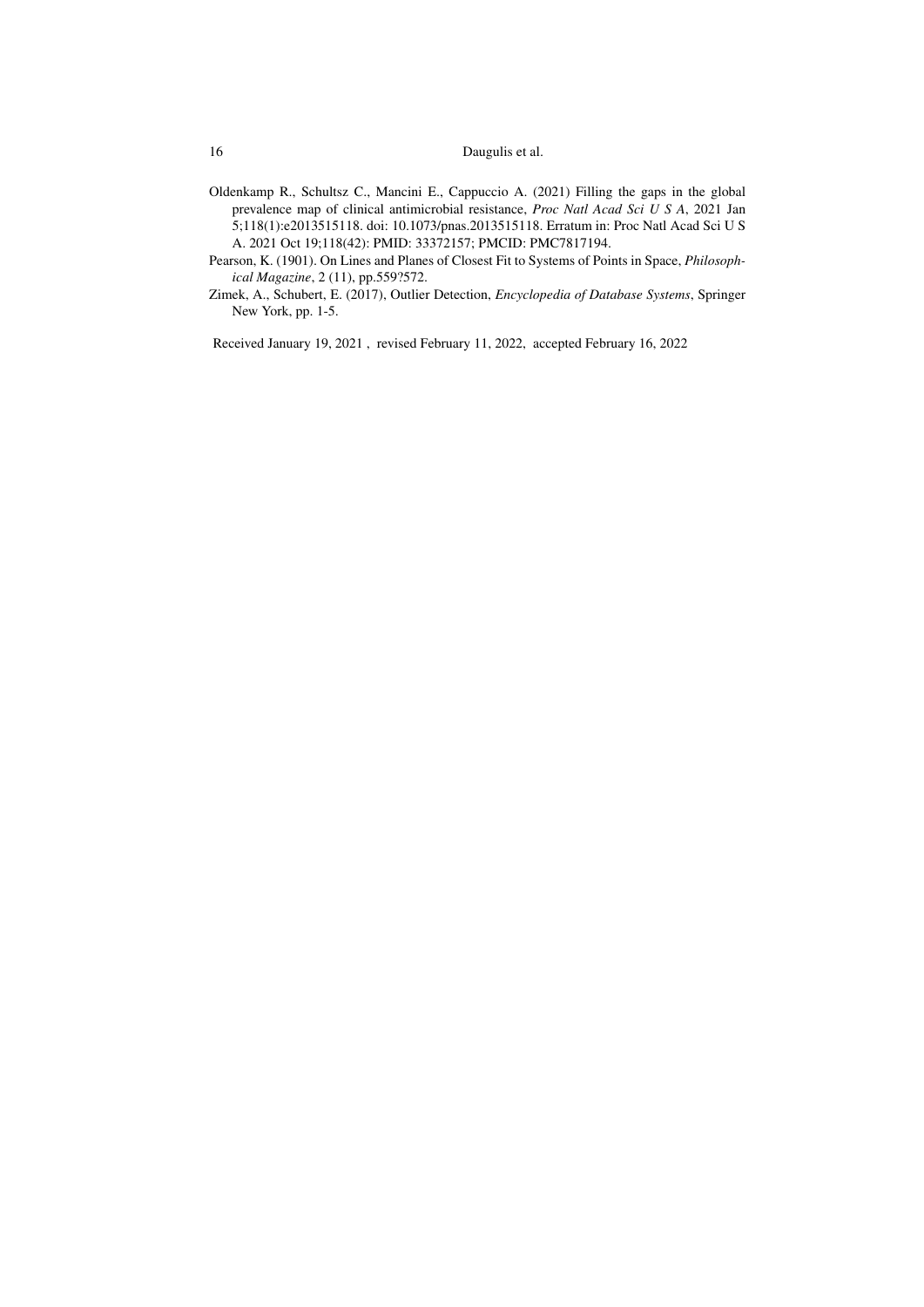Oldenkamp R., Schultsz C., Mancini E., Cappuccio A. (2021) Filling the gaps in the global prevalence map of clinical antimicrobial resistance, *Proc Natl Acad Sci U S A*, 2021 Jan 5;118(1):e2013515118. doi: 10.1073/pnas.2013515118. Erratum in: Proc Natl Acad Sci U S A. 2021 Oct 19;118(42): PMID: 33372157; PMCID: PMC7817194.

Pearson, K. (1901). On Lines and Planes of Closest Fit to Systems of Points in Space, *Philosophical Magazine*, 2 (11), pp.559?572.

Zimek, A., Schubert, E. (2017), Outlier Detection, *Encyclopedia of Database Systems*, Springer New York, pp. 1-5.

Received January 19, 2021 , revised February 11, 2022, accepted February 16, 2022